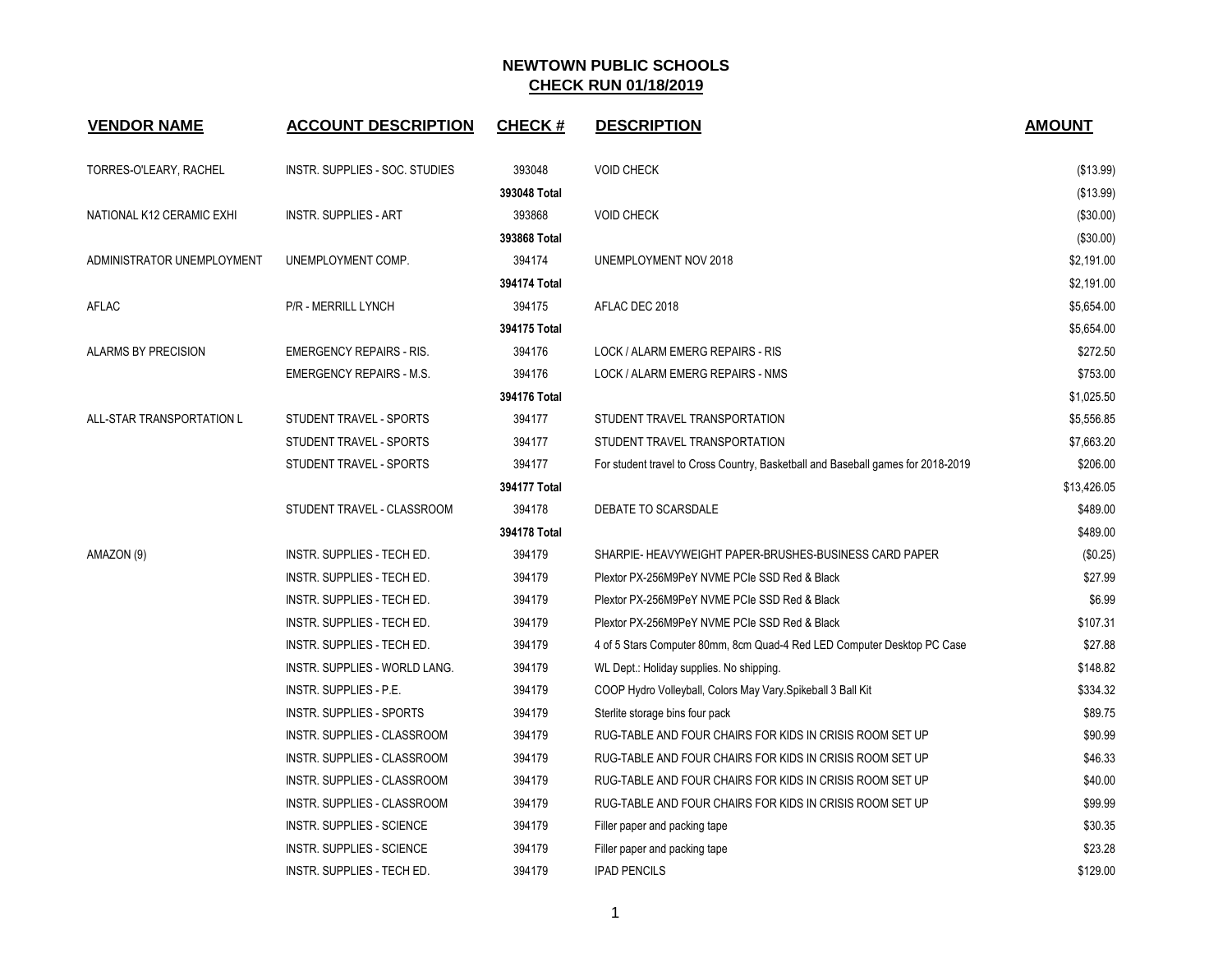# NEWTOWN PUBLIC SCHOOLS

## CHECK RUN 01/18/2019

| VENDOR NAME | ACCOUNT DESCRIPTION | CHECK # | DESCRIPTION | AMOUNT |
|---|---|---|---|---|
| TORRES-O'LEARY, RACHEL | INSTR. SUPPLIES - SOC. STUDIES | 393048 | VOID CHECK | ($13.99) |
| | | 393048 Total | | ($13.99) |
| NATIONAL K12 CERAMIC EXHI | INSTR. SUPPLIES - ART | 393868 | VOID CHECK | ($30.00) |
| | | 393868 Total | | ($30.00) |
| ADMINISTRATOR UNEMPLOYMENT | UNEMPLOYMENT COMP. | 394174 | UNEMPLOYMENT NOV 2018 | $2,191.00 |
| | | 394174 Total | | $2,191.00 |
| AFLAC | P/R - MERRILL LYNCH | 394175 | AFLAC DEC 2018 | $5,654.00 |
| | | 394175 Total | | $5,654.00 |
| ALARMS BY PRECISION | EMERGENCY REPAIRS - RIS. | 394176 | LOCK / ALARM EMERG REPAIRS - RIS | $272.50 |
| | EMERGENCY REPAIRS - M.S. | 394176 | LOCK / ALARM EMERG REPAIRS - NMS | $753.00 |
| | | 394176 Total | | $1,025.50 |
| ALL-STAR TRANSPORTATION L | STUDENT TRAVEL - SPORTS | 394177 | STUDENT TRAVEL TRANSPORTATION | $5,556.85 |
| | STUDENT TRAVEL - SPORTS | 394177 | STUDENT TRAVEL TRANSPORTATION | $7,663.20 |
| | STUDENT TRAVEL - SPORTS | 394177 | For student travel to Cross Country, Basketball and Baseball games for 2018-2019 | $206.00 |
| | | 394177 Total | | $13,426.05 |
| | STUDENT TRAVEL - CLASSROOM | 394178 | DEBATE TO SCARSDALE | $489.00 |
| | | 394178 Total | | $489.00 |
| AMAZON (9) | INSTR. SUPPLIES - TECH ED. | 394179 | SHARPIE- HEAVYWEIGHT PAPER-BRUSHES-BUSINESS CARD PAPER | ($0.25) |
| | INSTR. SUPPLIES - TECH ED. | 394179 | Plextor PX-256M9PeY NVME PCIe SSD Red & Black | $27.99 |
| | INSTR. SUPPLIES - TECH ED. | 394179 | Plextor PX-256M9PeY NVME PCIe SSD Red & Black | $6.99 |
| | INSTR. SUPPLIES - TECH ED. | 394179 | Plextor PX-256M9PeY NVME PCIe SSD Red & Black | $107.31 |
| | INSTR. SUPPLIES - TECH ED. | 394179 | 4 of 5 Stars Computer 80mm, 8cm Quad-4 Red LED Computer Desktop PC Case | $27.88 |
| | INSTR. SUPPLIES - WORLD LANG. | 394179 | WL Dept.: Holiday supplies. No shipping. | $148.82 |
| | INSTR. SUPPLIES - P.E. | 394179 | COOP Hydro Volleyball, Colors May Vary.Spikeball 3 Ball Kit | $334.32 |
| | INSTR. SUPPLIES - SPORTS | 394179 | Sterlite storage bins four pack | $89.75 |
| | INSTR. SUPPLIES - CLASSROOM | 394179 | RUG-TABLE AND FOUR CHAIRS FOR KIDS IN CRISIS ROOM SET UP | $90.99 |
| | INSTR. SUPPLIES - CLASSROOM | 394179 | RUG-TABLE AND FOUR CHAIRS FOR KIDS IN CRISIS ROOM SET UP | $46.33 |
| | INSTR. SUPPLIES - CLASSROOM | 394179 | RUG-TABLE AND FOUR CHAIRS FOR KIDS IN CRISIS ROOM SET UP | $40.00 |
| | INSTR. SUPPLIES - CLASSROOM | 394179 | RUG-TABLE AND FOUR CHAIRS FOR KIDS IN CRISIS ROOM SET UP | $99.99 |
| | INSTR. SUPPLIES - SCIENCE | 394179 | Filler paper and packing tape | $30.35 |
| | INSTR. SUPPLIES - SCIENCE | 394179 | Filler paper and packing tape | $23.28 |
| | INSTR. SUPPLIES - TECH ED. | 394179 | IPAD PENCILS | $129.00 |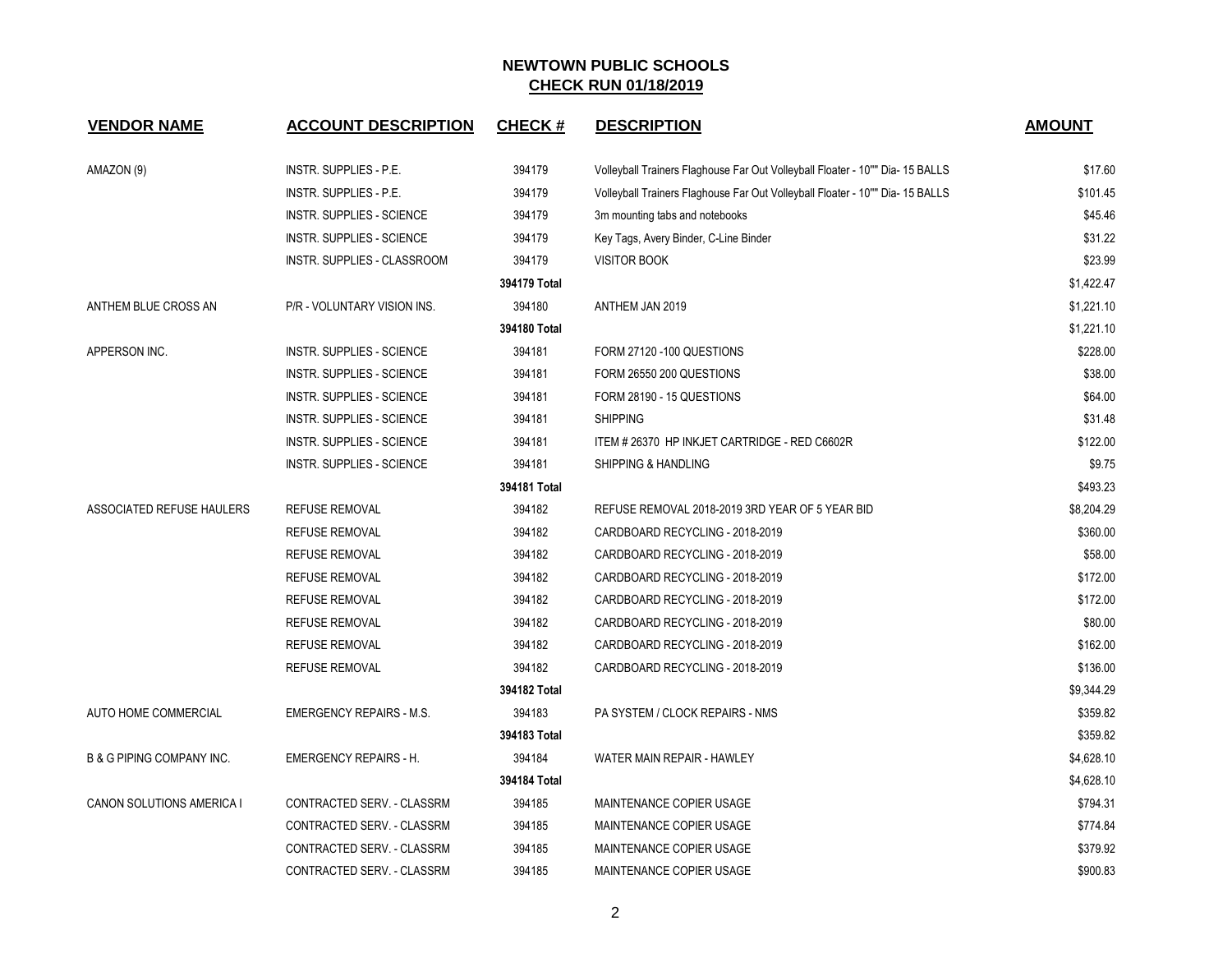# NEWTOWN PUBLIC SCHOOLS

## CHECK RUN 01/18/2019

| VENDOR NAME | ACCOUNT DESCRIPTION | CHECK # | DESCRIPTION | AMOUNT |
|---|---|---|---|---|
| AMAZON (9) | INSTR. SUPPLIES - P.E. | 394179 | Volleyball Trainers Flaghouse Far Out Volleyball Floater - 10"" Dia- 15 BALLS | $17.60 |
| | INSTR. SUPPLIES - P.E. | 394179 | Volleyball Trainers Flaghouse Far Out Volleyball Floater - 10"" Dia- 15 BALLS | $101.45 |
| | INSTR. SUPPLIES - SCIENCE | 394179 | 3m mounting tabs and notebooks | $45.46 |
| | INSTR. SUPPLIES - SCIENCE | 394179 | Key Tags, Avery Binder, C-Line Binder | $31.22 |
| | INSTR. SUPPLIES - CLASSROOM | 394179 | VISITOR BOOK | $23.99 |
| | | **394179 Total** | | $1,422.47 |
| ANTHEM BLUE CROSS AN | P/R - VOLUNTARY VISION INS. | 394180 | ANTHEM JAN 2019 | $1,221.10 |
| | | **394180 Total** | | $1,221.10 |
| APPERSON INC. | INSTR. SUPPLIES - SCIENCE | 394181 | FORM 27120 -100 QUESTIONS | $228.00 |
| | INSTR. SUPPLIES - SCIENCE | 394181 | FORM 26550 200 QUESTIONS | $38.00 |
| | INSTR. SUPPLIES - SCIENCE | 394181 | FORM 28190 - 15 QUESTIONS | $64.00 |
| | INSTR. SUPPLIES - SCIENCE | 394181 | SHIPPING | $31.48 |
| | INSTR. SUPPLIES - SCIENCE | 394181 | ITEM # 26370 HP INKJET CARTRIDGE - RED C6602R | $122.00 |
| | INSTR. SUPPLIES - SCIENCE | 394181 | SHIPPING & HANDLING | $9.75 |
| | | **394181 Total** | | $493.23 |
| ASSOCIATED REFUSE HAULERS | REFUSE REMOVAL | 394182 | REFUSE REMOVAL 2018-2019 3RD YEAR OF 5 YEAR BID | $8,204.29 |
| | REFUSE REMOVAL | 394182 | CARDBOARD RECYCLING - 2018-2019 | $360.00 |
| | REFUSE REMOVAL | 394182 | CARDBOARD RECYCLING - 2018-2019 | $58.00 |
| | REFUSE REMOVAL | 394182 | CARDBOARD RECYCLING - 2018-2019 | $172.00 |
| | REFUSE REMOVAL | 394182 | CARDBOARD RECYCLING - 2018-2019 | $172.00 |
| | REFUSE REMOVAL | 394182 | CARDBOARD RECYCLING - 2018-2019 | $80.00 |
| | REFUSE REMOVAL | 394182 | CARDBOARD RECYCLING - 2018-2019 | $162.00 |
| | REFUSE REMOVAL | 394182 | CARDBOARD RECYCLING - 2018-2019 | $136.00 |
| | | **394182 Total** | | $9,344.29 |
| AUTO HOME COMMERCIAL | EMERGENCY REPAIRS - M.S. | 394183 | PA SYSTEM / CLOCK REPAIRS - NMS | $359.82 |
| | | **394183 Total** | | $359.82 |
| B & G PIPING COMPANY INC. | EMERGENCY REPAIRS - H. | 394184 | WATER MAIN REPAIR - HAWLEY | $4,628.10 |
| | | **394184 Total** | | $4,628.10 |
| CANON SOLUTIONS AMERICA I | CONTRACTED SERV. - CLASSRM | 394185 | MAINTENANCE COPIER USAGE | $794.31 |
| | CONTRACTED SERV. - CLASSRM | 394185 | MAINTENANCE COPIER USAGE | $774.84 |
| | CONTRACTED SERV. - CLASSRM | 394185 | MAINTENANCE COPIER USAGE | $379.92 |
| | CONTRACTED SERV. - CLASSRM | 394185 | MAINTENANCE COPIER USAGE | $900.83 |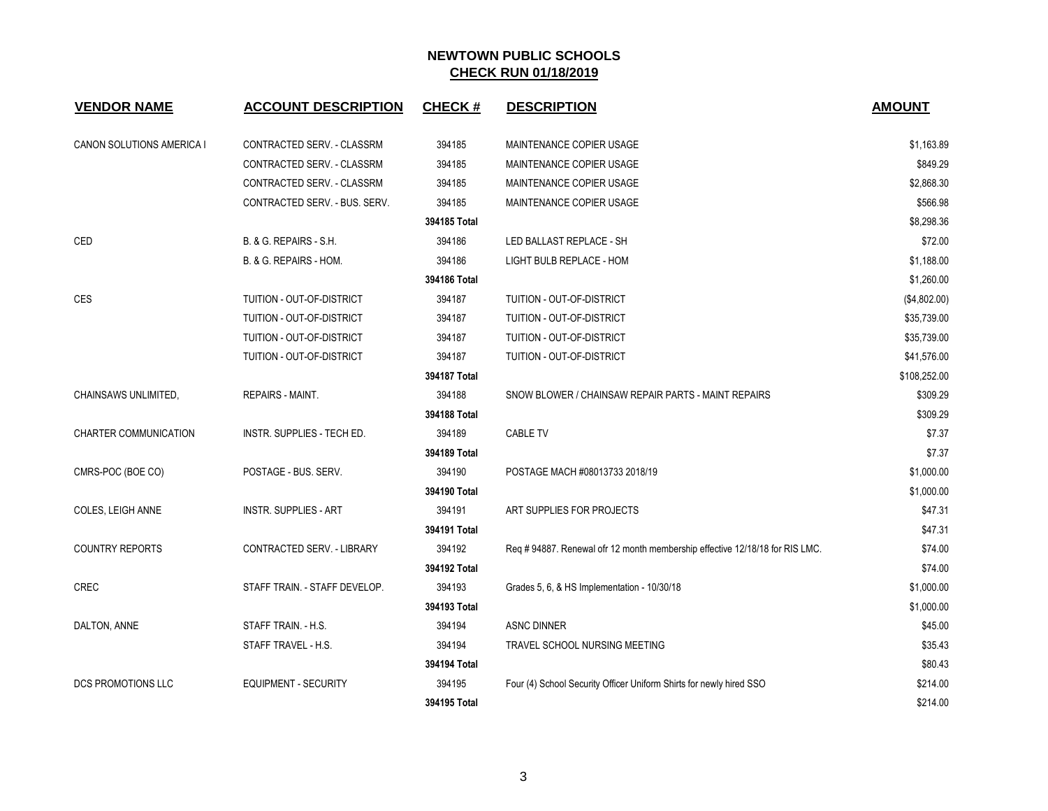# NEWTOWN PUBLIC SCHOOLS

## CHECK RUN 01/18/2019

| VENDOR NAME | ACCOUNT DESCRIPTION | CHECK # | DESCRIPTION | AMOUNT |
|---|---|---|---|---|
| CANON SOLUTIONS AMERICA I | CONTRACTED SERV. - CLASSRM | 394185 | MAINTENANCE COPIER USAGE | $1,163.89 |
| | CONTRACTED SERV. - CLASSRM | 394185 | MAINTENANCE COPIER USAGE | $849.29 |
| | CONTRACTED SERV. - CLASSRM | 394185 | MAINTENANCE COPIER USAGE | $2,868.30 |
| | CONTRACTED SERV. - BUS. SERV. | 394185 | MAINTENANCE COPIER USAGE | $566.98 |
| | | **394185 Total** | | $8,298.36 |
| CED | B. & G. REPAIRS - S.H. | 394186 | LED BALLAST REPLACE - SH | $72.00 |
| | B. & G. REPAIRS - HOM. | 394186 | LIGHT BULB REPLACE - HOM | $1,188.00 |
| | | **394186 Total** | | $1,260.00 |
| CES | TUITION - OUT-OF-DISTRICT | 394187 | TUITION - OUT-OF-DISTRICT | ($4,802.00) |
| | TUITION - OUT-OF-DISTRICT | 394187 | TUITION - OUT-OF-DISTRICT | $35,739.00 |
| | TUITION - OUT-OF-DISTRICT | 394187 | TUITION - OUT-OF-DISTRICT | $35,739.00 |
| | TUITION - OUT-OF-DISTRICT | 394187 | TUITION - OUT-OF-DISTRICT | $41,576.00 |
| | | **394187 Total** | | $108,252.00 |
| CHAINSAWS UNLIMITED, | REPAIRS - MAINT. | 394188 | SNOW BLOWER / CHAINSAW REPAIR PARTS - MAINT REPAIRS | $309.29 |
| | | **394188 Total** | | $309.29 |
| CHARTER COMMUNICATION | INSTR. SUPPLIES - TECH ED. | 394189 | CABLE TV | $7.37 |
| | | **394189 Total** | | $7.37 |
| CMRS-POC (BOE CO) | POSTAGE - BUS. SERV. | 394190 | POSTAGE MACH #08013733 2018/19 | $1,000.00 |
| | | **394190 Total** | | $1,000.00 |
| COLES, LEIGH ANNE | INSTR. SUPPLIES - ART | 394191 | ART SUPPLIES FOR PROJECTS | $47.31 |
| | | **394191 Total** | | $47.31 |
| COUNTRY REPORTS | CONTRACTED SERV. - LIBRARY | 394192 | Req # 94887. Renewal ofr 12 month membership effective 12/18/18 for RIS LMC. | $74.00 |
| | | **394192 Total** | | $74.00 |
| CREC | STAFF TRAIN. - STAFF DEVELOP. | 394193 | Grades 5, 6, & HS Implementation - 10/30/18 | $1,000.00 |
| | | **394193 Total** | | $1,000.00 |
| DALTON, ANNE | STAFF TRAIN. - H.S. | 394194 | ASNC DINNER | $45.00 |
| | STAFF TRAVEL - H.S. | 394194 | TRAVEL SCHOOL NURSING MEETING | $35.43 |
| | | **394194 Total** | | $80.43 |
| DCS PROMOTIONS LLC | EQUIPMENT - SECURITY | 394195 | Four (4) School Security Officer Uniform Shirts for newly hired SSO | $214.00 |
| | | **394195 Total** | | $214.00 |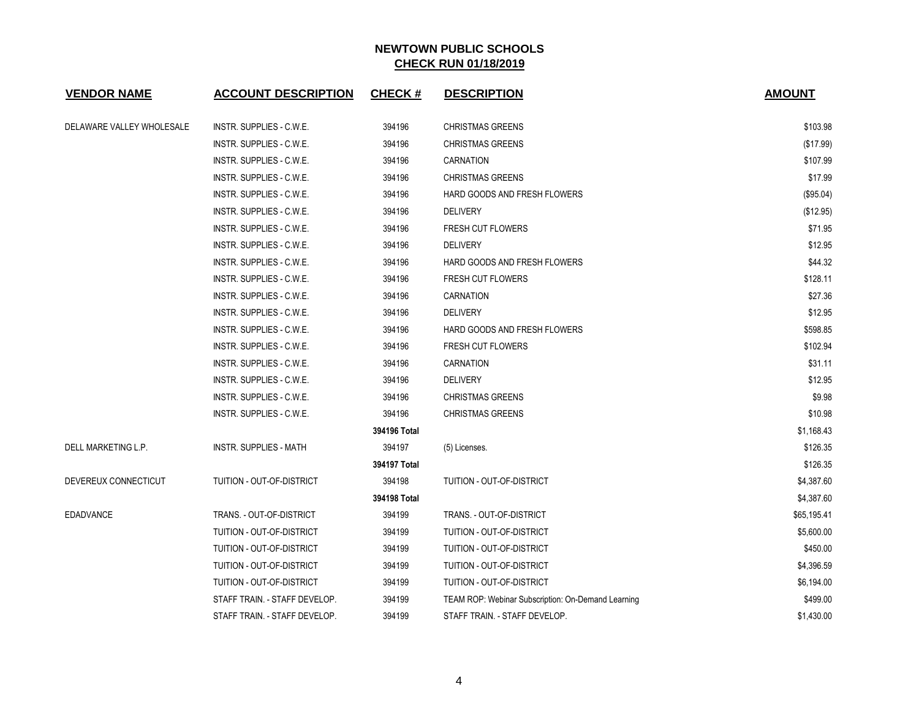**NEWTOWN PUBLIC SCHOOLS**
**CHECK RUN 01/18/2019**

| VENDOR NAME | ACCOUNT DESCRIPTION | CHECK # | DESCRIPTION | AMOUNT |
|---|---|---|---|---|
| DELAWARE VALLEY WHOLESALE | INSTR. SUPPLIES - C.W.E. | 394196 | CHRISTMAS GREENS | $103.98 |
| | INSTR. SUPPLIES - C.W.E. | 394196 | CHRISTMAS GREENS | ($17.99) |
| | INSTR. SUPPLIES - C.W.E. | 394196 | CARNATION | $107.99 |
| | INSTR. SUPPLIES - C.W.E. | 394196 | CHRISTMAS GREENS | $17.99 |
| | INSTR. SUPPLIES - C.W.E. | 394196 | HARD GOODS AND FRESH FLOWERS | ($95.04) |
| | INSTR. SUPPLIES - C.W.E. | 394196 | DELIVERY | ($12.95) |
| | INSTR. SUPPLIES - C.W.E. | 394196 | FRESH CUT FLOWERS | $71.95 |
| | INSTR. SUPPLIES - C.W.E. | 394196 | DELIVERY | $12.95 |
| | INSTR. SUPPLIES - C.W.E. | 394196 | HARD GOODS AND FRESH FLOWERS | $44.32 |
| | INSTR. SUPPLIES - C.W.E. | 394196 | FRESH CUT FLOWERS | $128.11 |
| | INSTR. SUPPLIES - C.W.E. | 394196 | CARNATION | $27.36 |
| | INSTR. SUPPLIES - C.W.E. | 394196 | DELIVERY | $12.95 |
| | INSTR. SUPPLIES - C.W.E. | 394196 | HARD GOODS AND FRESH FLOWERS | $598.85 |
| | INSTR. SUPPLIES - C.W.E. | 394196 | FRESH CUT FLOWERS | $102.94 |
| | INSTR. SUPPLIES - C.W.E. | 394196 | CARNATION | $31.11 |
| | INSTR. SUPPLIES - C.W.E. | 394196 | DELIVERY | $12.95 |
| | INSTR. SUPPLIES - C.W.E. | 394196 | CHRISTMAS GREENS | $9.98 |
| | INSTR. SUPPLIES - C.W.E. | 394196 | CHRISTMAS GREENS | $10.98 |
| | | **394196 Total** | | $1,168.43 |
| DELL MARKETING L.P. | INSTR. SUPPLIES - MATH | 394197 | (5) Licenses. | $126.35 |
| | | **394197 Total** | | $126.35 |
| DEVEREUX CONNECTICUT | TUITION - OUT-OF-DISTRICT | 394198 | TUITION - OUT-OF-DISTRICT | $4,387.60 |
| | | **394198 Total** | | $4,387.60 |
| EDADVANCE | TRANS. - OUT-OF-DISTRICT | 394199 | TRANS. - OUT-OF-DISTRICT | $65,195.41 |
| | TUITION - OUT-OF-DISTRICT | 394199 | TUITION - OUT-OF-DISTRICT | $5,600.00 |
| | TUITION - OUT-OF-DISTRICT | 394199 | TUITION - OUT-OF-DISTRICT | $450.00 |
| | TUITION - OUT-OF-DISTRICT | 394199 | TUITION - OUT-OF-DISTRICT | $4,396.59 |
| | TUITION - OUT-OF-DISTRICT | 394199 | TUITION - OUT-OF-DISTRICT | $6,194.00 |
| | STAFF TRAIN. - STAFF DEVELOP. | 394199 | TEAM ROP: Webinar Subscription: On-Demand Learning | $499.00 |
| | STAFF TRAIN. - STAFF DEVELOP. | 394199 | STAFF TRAIN. - STAFF DEVELOP. | $1,430.00 |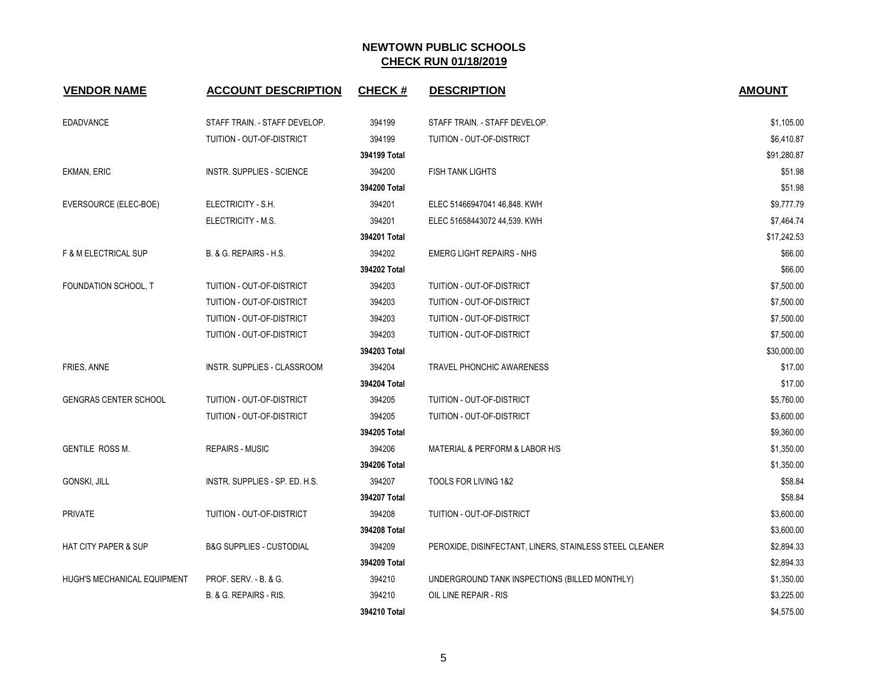# NEWTOWN PUBLIC SCHOOLS

## CHECK RUN 01/18/2019

| VENDOR NAME | ACCOUNT DESCRIPTION | CHECK # | DESCRIPTION | AMOUNT |
|---|---|---|---|---|
| EDADVANCE | STAFF TRAIN. - STAFF DEVELOP. | 394199 | STAFF TRAIN. - STAFF DEVELOP. | $1,105.00 |
| | TUITION - OUT-OF-DISTRICT | 394199 | TUITION - OUT-OF-DISTRICT | $6,410.87 |
| | | **394199 Total** | | $91,280.87 |
| EKMAN, ERIC | INSTR. SUPPLIES - SCIENCE | 394200 | FISH TANK LIGHTS | $51.98 |
| | | **394200 Total** | | $51.98 |
| EVERSOURCE (ELEC-BOE) | ELECTRICITY - S.H. | 394201 | ELEC 51466947041 46,848. KWH | $9,777.79 |
| | ELECTRICITY - M.S. | 394201 | ELEC 51658443072 44,539. KWH | $7,464.74 |
| | | **394201 Total** | | $17,242.53 |
| F & M ELECTRICAL SUP | B. & G. REPAIRS - H.S. | 394202 | EMERG LIGHT REPAIRS - NHS | $66.00 |
| | | **394202 Total** | | $66.00 |
| FOUNDATION SCHOOL, T | TUITION - OUT-OF-DISTRICT | 394203 | TUITION - OUT-OF-DISTRICT | $7,500.00 |
| | TUITION - OUT-OF-DISTRICT | 394203 | TUITION - OUT-OF-DISTRICT | $7,500.00 |
| | TUITION - OUT-OF-DISTRICT | 394203 | TUITION - OUT-OF-DISTRICT | $7,500.00 |
| | TUITION - OUT-OF-DISTRICT | 394203 | TUITION - OUT-OF-DISTRICT | $7,500.00 |
| | | **394203 Total** | | $30,000.00 |
| FRIES, ANNE | INSTR. SUPPLIES - CLASSROOM | 394204 | TRAVEL PHONCHIC AWARENESS | $17.00 |
| | | **394204 Total** | | $17.00 |
| GENGRAS CENTER SCHOOL | TUITION - OUT-OF-DISTRICT | 394205 | TUITION - OUT-OF-DISTRICT | $5,760.00 |
| | TUITION - OUT-OF-DISTRICT | 394205 | TUITION - OUT-OF-DISTRICT | $3,600.00 |
| | | **394205 Total** | | $9,360.00 |
| GENTILE ROSS M. | REPAIRS - MUSIC | 394206 | MATERIAL & PERFORM & LABOR H/S | $1,350.00 |
| | | **394206 Total** | | $1,350.00 |
| GONSKI, JILL | INSTR. SUPPLIES - SP. ED. H.S. | 394207 | TOOLS FOR LIVING 1&2 | $58.84 |
| | | **394207 Total** | | $58.84 |
| PRIVATE | TUITION - OUT-OF-DISTRICT | 394208 | TUITION - OUT-OF-DISTRICT | $3,600.00 |
| | | **394208 Total** | | $3,600.00 |
| HAT CITY PAPER & SUP | B&G SUPPLIES - CUSTODIAL | 394209 | PEROXIDE, DISINFECTANT, LINERS, STAINLESS STEEL CLEANER | $2,894.33 |
| | | **394209 Total** | | $2,894.33 |
| HUGH'S MECHANICAL EQUIPMENT | PROF. SERV. - B. & G. | 394210 | UNDERGROUND TANK INSPECTIONS (BILLED MONTHLY) | $1,350.00 |
| | B. & G. REPAIRS - RIS. | 394210 | OIL LINE REPAIR - RIS | $3,225.00 |
| | | **394210 Total** | | $4,575.00 |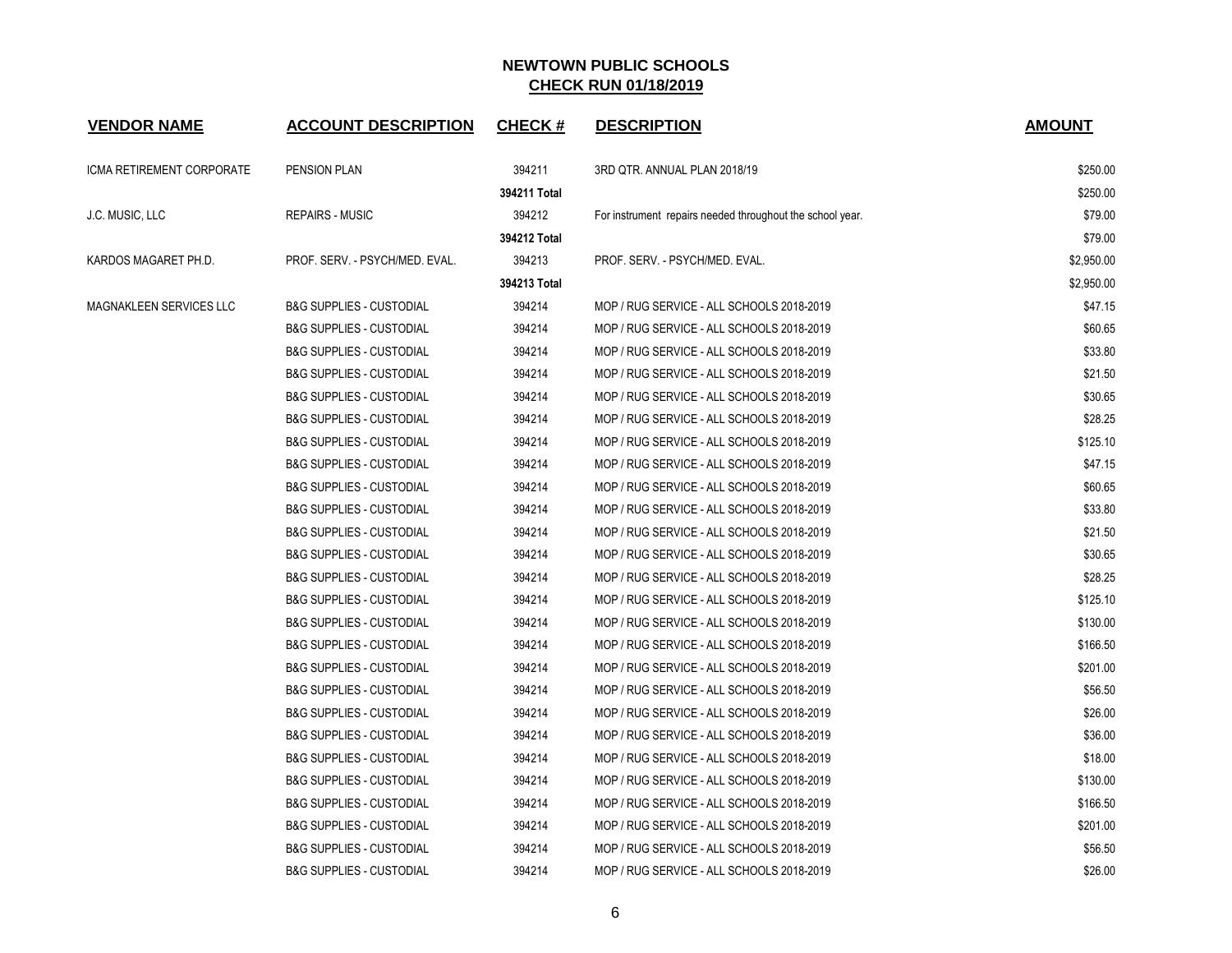# NEWTOWN PUBLIC SCHOOLS
## CHECK RUN 01/18/2019

| VENDOR NAME | ACCOUNT DESCRIPTION | CHECK # | DESCRIPTION | AMOUNT |
|---|---|---|---|---|
| ICMA RETIREMENT CORPORATE | PENSION PLAN | 394211 | 3RD QTR. ANNUAL PLAN 2018/19 | $250.00 |
| | | **394211 Total** | | $250.00 |
| J.C. MUSIC, LLC | REPAIRS - MUSIC | 394212 | For instrument repairs needed throughout the school year. | $79.00 |
| | | **394212 Total** | | $79.00 |
| KARDOS MAGARET PH.D. | PROF. SERV. - PSYCH/MED. EVAL. | 394213 | PROF. SERV. - PSYCH/MED. EVAL. | $2,950.00 |
| | | **394213 Total** | | $2,950.00 |
| MAGNAKLEEN SERVICES LLC | B&G SUPPLIES - CUSTODIAL | 394214 | MOP / RUG SERVICE - ALL SCHOOLS 2018-2019 | $47.15 |
| | B&G SUPPLIES - CUSTODIAL | 394214 | MOP / RUG SERVICE - ALL SCHOOLS 2018-2019 | $60.65 |
| | B&G SUPPLIES - CUSTODIAL | 394214 | MOP / RUG SERVICE - ALL SCHOOLS 2018-2019 | $33.80 |
| | B&G SUPPLIES - CUSTODIAL | 394214 | MOP / RUG SERVICE - ALL SCHOOLS 2018-2019 | $21.50 |
| | B&G SUPPLIES - CUSTODIAL | 394214 | MOP / RUG SERVICE - ALL SCHOOLS 2018-2019 | $30.65 |
| | B&G SUPPLIES - CUSTODIAL | 394214 | MOP / RUG SERVICE - ALL SCHOOLS 2018-2019 | $28.25 |
| | B&G SUPPLIES - CUSTODIAL | 394214 | MOP / RUG SERVICE - ALL SCHOOLS 2018-2019 | $125.10 |
| | B&G SUPPLIES - CUSTODIAL | 394214 | MOP / RUG SERVICE - ALL SCHOOLS 2018-2019 | $47.15 |
| | B&G SUPPLIES - CUSTODIAL | 394214 | MOP / RUG SERVICE - ALL SCHOOLS 2018-2019 | $60.65 |
| | B&G SUPPLIES - CUSTODIAL | 394214 | MOP / RUG SERVICE - ALL SCHOOLS 2018-2019 | $33.80 |
| | B&G SUPPLIES - CUSTODIAL | 394214 | MOP / RUG SERVICE - ALL SCHOOLS 2018-2019 | $21.50 |
| | B&G SUPPLIES - CUSTODIAL | 394214 | MOP / RUG SERVICE - ALL SCHOOLS 2018-2019 | $30.65 |
| | B&G SUPPLIES - CUSTODIAL | 394214 | MOP / RUG SERVICE - ALL SCHOOLS 2018-2019 | $28.25 |
| | B&G SUPPLIES - CUSTODIAL | 394214 | MOP / RUG SERVICE - ALL SCHOOLS 2018-2019 | $125.10 |
| | B&G SUPPLIES - CUSTODIAL | 394214 | MOP / RUG SERVICE - ALL SCHOOLS 2018-2019 | $130.00 |
| | B&G SUPPLIES - CUSTODIAL | 394214 | MOP / RUG SERVICE - ALL SCHOOLS 2018-2019 | $166.50 |
| | B&G SUPPLIES - CUSTODIAL | 394214 | MOP / RUG SERVICE - ALL SCHOOLS 2018-2019 | $201.00 |
| | B&G SUPPLIES - CUSTODIAL | 394214 | MOP / RUG SERVICE - ALL SCHOOLS 2018-2019 | $56.50 |
| | B&G SUPPLIES - CUSTODIAL | 394214 | MOP / RUG SERVICE - ALL SCHOOLS 2018-2019 | $26.00 |
| | B&G SUPPLIES - CUSTODIAL | 394214 | MOP / RUG SERVICE - ALL SCHOOLS 2018-2019 | $36.00 |
| | B&G SUPPLIES - CUSTODIAL | 394214 | MOP / RUG SERVICE - ALL SCHOOLS 2018-2019 | $18.00 |
| | B&G SUPPLIES - CUSTODIAL | 394214 | MOP / RUG SERVICE - ALL SCHOOLS 2018-2019 | $130.00 |
| | B&G SUPPLIES - CUSTODIAL | 394214 | MOP / RUG SERVICE - ALL SCHOOLS 2018-2019 | $166.50 |
| | B&G SUPPLIES - CUSTODIAL | 394214 | MOP / RUG SERVICE - ALL SCHOOLS 2018-2019 | $201.00 |
| | B&G SUPPLIES - CUSTODIAL | 394214 | MOP / RUG SERVICE - ALL SCHOOLS 2018-2019 | $56.50 |
| | B&G SUPPLIES - CUSTODIAL | 394214 | MOP / RUG SERVICE - ALL SCHOOLS 2018-2019 | $26.00 |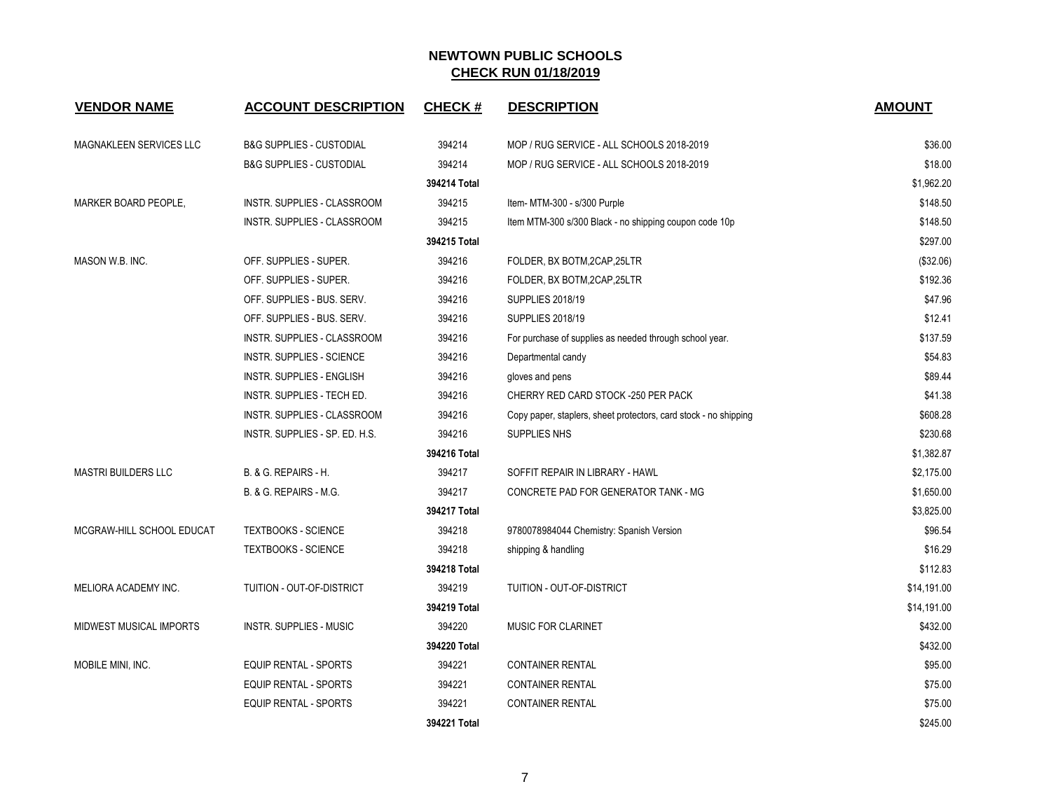## NEWTOWN PUBLIC SCHOOLS

**CHECK RUN 01/18/2019**

| VENDOR NAME | ACCOUNT DESCRIPTION | CHECK # | DESCRIPTION | AMOUNT |
|---|---|---|---|---|
| MAGNAKLEEN SERVICES LLC | B&G SUPPLIES - CUSTODIAL | 394214 | MOP / RUG SERVICE - ALL SCHOOLS 2018-2019 | $36.00 |
| | B&G SUPPLIES - CUSTODIAL | 394214 | MOP / RUG SERVICE - ALL SCHOOLS 2018-2019 | $18.00 |
| | | **394214 Total** | | $1,962.20 |
| MARKER BOARD PEOPLE, | INSTR. SUPPLIES - CLASSROOM | 394215 | Item- MTM-300 - s/300 Purple | $148.50 |
| | INSTR. SUPPLIES - CLASSROOM | 394215 | Item MTM-300 s/300 Black - no shipping coupon code 10p | $148.50 |
| | | **394215 Total** | | $297.00 |
| MASON W.B. INC. | OFF. SUPPLIES - SUPER. | 394216 | FOLDER, BX BOTM,2CAP,25LTR | ($32.06) |
| | OFF. SUPPLIES - SUPER. | 394216 | FOLDER, BX BOTM,2CAP,25LTR | $192.36 |
| | OFF. SUPPLIES - BUS. SERV. | 394216 | SUPPLIES 2018/19 | $47.96 |
| | OFF. SUPPLIES - BUS. SERV. | 394216 | SUPPLIES 2018/19 | $12.41 |
| | INSTR. SUPPLIES - CLASSROOM | 394216 | For purchase of supplies as needed through school year. | $137.59 |
| | INSTR. SUPPLIES - SCIENCE | 394216 | Departmental candy | $54.83 |
| | INSTR. SUPPLIES - ENGLISH | 394216 | gloves and pens | $89.44 |
| | INSTR. SUPPLIES - TECH ED. | 394216 | CHERRY RED CARD STOCK -250 PER PACK | $41.38 |
| | INSTR. SUPPLIES - CLASSROOM | 394216 | Copy paper, staplers, sheet protectors, card stock - no shipping | $608.28 |
| | INSTR. SUPPLIES - SP. ED. H.S. | 394216 | SUPPLIES NHS | $230.68 |
| | | **394216 Total** | | $1,382.87 |
| MASTRI BUILDERS LLC | B. & G. REPAIRS - H. | 394217 | SOFFIT REPAIR IN LIBRARY - HAWL | $2,175.00 |
| | B. & G. REPAIRS - M.G. | 394217 | CONCRETE PAD FOR GENERATOR TANK - MG | $1,650.00 |
| | | **394217 Total** | | $3,825.00 |
| MCGRAW-HILL SCHOOL EDUCAT | TEXTBOOKS - SCIENCE | 394218 | 9780078984044 Chemistry: Spanish Version | $96.54 |
| | TEXTBOOKS - SCIENCE | 394218 | shipping & handling | $16.29 |
| | | **394218 Total** | | $112.83 |
| MELIORA ACADEMY INC. | TUITION - OUT-OF-DISTRICT | 394219 | TUITION - OUT-OF-DISTRICT | $14,191.00 |
| | | **394219 Total** | | $14,191.00 |
| MIDWEST MUSICAL IMPORTS | INSTR. SUPPLIES - MUSIC | 394220 | MUSIC FOR CLARINET | $432.00 |
| | | **394220 Total** | | $432.00 |
| MOBILE MINI, INC. | EQUIP RENTAL - SPORTS | 394221 | CONTAINER RENTAL | $95.00 |
| | EQUIP RENTAL - SPORTS | 394221 | CONTAINER RENTAL | $75.00 |
| | EQUIP RENTAL - SPORTS | 394221 | CONTAINER RENTAL | $75.00 |
| | | **394221 Total** | | $245.00 |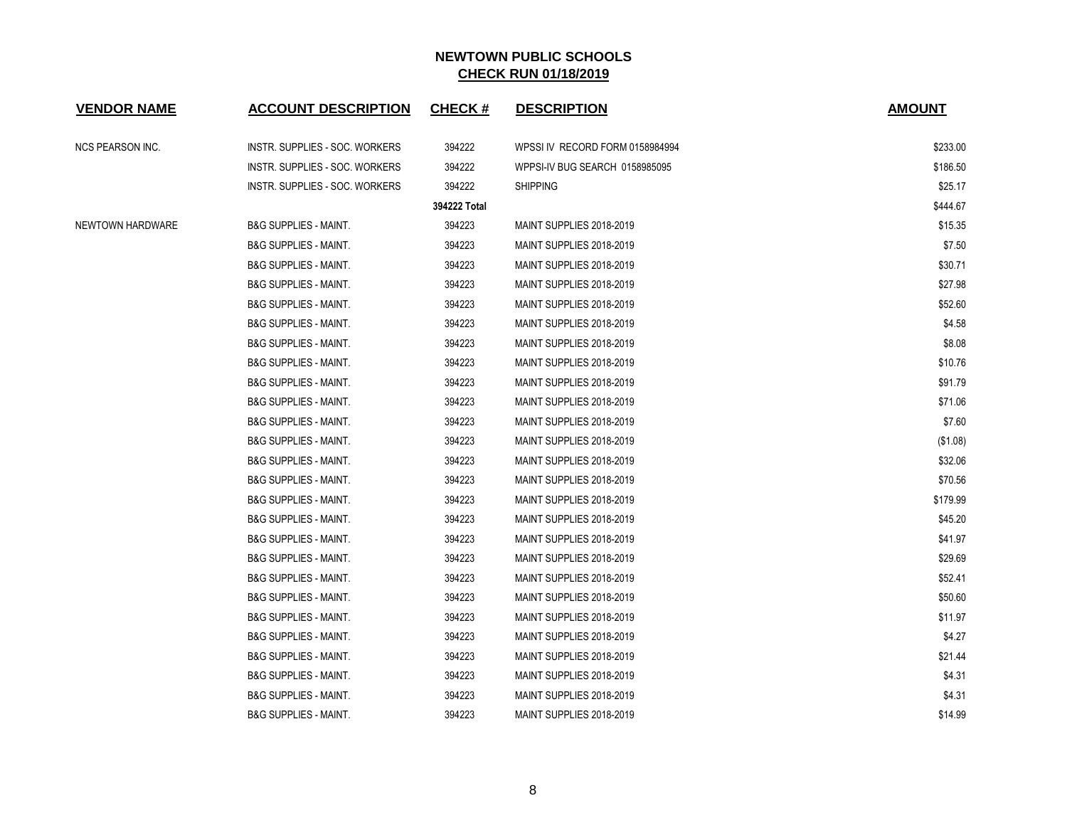**NEWTOWN PUBLIC SCHOOLS**
**CHECK RUN 01/18/2019**

| VENDOR NAME | ACCOUNT DESCRIPTION | CHECK # | DESCRIPTION | AMOUNT |
|---|---|---|---|---|
| NCS PEARSON INC. | INSTR. SUPPLIES - SOC. WORKERS | 394222 | WPSSI IV RECORD FORM 0158984994 | $233.00 |
| | INSTR. SUPPLIES - SOC. WORKERS | 394222 | WPPSI-IV BUG SEARCH 0158985095 | $186.50 |
| | INSTR. SUPPLIES - SOC. WORKERS | 394222 | SHIPPING | $25.17 |
| | | **394222 Total** | | $444.67 |
| NEWTOWN HARDWARE | B&G SUPPLIES - MAINT. | 394223 | MAINT SUPPLIES 2018-2019 | $15.35 |
| | B&G SUPPLIES - MAINT. | 394223 | MAINT SUPPLIES 2018-2019 | $7.50 |
| | B&G SUPPLIES - MAINT. | 394223 | MAINT SUPPLIES 2018-2019 | $30.71 |
| | B&G SUPPLIES - MAINT. | 394223 | MAINT SUPPLIES 2018-2019 | $27.98 |
| | B&G SUPPLIES - MAINT. | 394223 | MAINT SUPPLIES 2018-2019 | $52.60 |
| | B&G SUPPLIES - MAINT. | 394223 | MAINT SUPPLIES 2018-2019 | $4.58 |
| | B&G SUPPLIES - MAINT. | 394223 | MAINT SUPPLIES 2018-2019 | $8.08 |
| | B&G SUPPLIES - MAINT. | 394223 | MAINT SUPPLIES 2018-2019 | $10.76 |
| | B&G SUPPLIES - MAINT. | 394223 | MAINT SUPPLIES 2018-2019 | $91.79 |
| | B&G SUPPLIES - MAINT. | 394223 | MAINT SUPPLIES 2018-2019 | $71.06 |
| | B&G SUPPLIES - MAINT. | 394223 | MAINT SUPPLIES 2018-2019 | $7.60 |
| | B&G SUPPLIES - MAINT. | 394223 | MAINT SUPPLIES 2018-2019 | ($1.08) |
| | B&G SUPPLIES - MAINT. | 394223 | MAINT SUPPLIES 2018-2019 | $32.06 |
| | B&G SUPPLIES - MAINT. | 394223 | MAINT SUPPLIES 2018-2019 | $70.56 |
| | B&G SUPPLIES - MAINT. | 394223 | MAINT SUPPLIES 2018-2019 | $179.99 |
| | B&G SUPPLIES - MAINT. | 394223 | MAINT SUPPLIES 2018-2019 | $45.20 |
| | B&G SUPPLIES - MAINT. | 394223 | MAINT SUPPLIES 2018-2019 | $41.97 |
| | B&G SUPPLIES - MAINT. | 394223 | MAINT SUPPLIES 2018-2019 | $29.69 |
| | B&G SUPPLIES - MAINT. | 394223 | MAINT SUPPLIES 2018-2019 | $52.41 |
| | B&G SUPPLIES - MAINT. | 394223 | MAINT SUPPLIES 2018-2019 | $50.60 |
| | B&G SUPPLIES - MAINT. | 394223 | MAINT SUPPLIES 2018-2019 | $11.97 |
| | B&G SUPPLIES - MAINT. | 394223 | MAINT SUPPLIES 2018-2019 | $4.27 |
| | B&G SUPPLIES - MAINT. | 394223 | MAINT SUPPLIES 2018-2019 | $21.44 |
| | B&G SUPPLIES - MAINT. | 394223 | MAINT SUPPLIES 2018-2019 | $4.31 |
| | B&G SUPPLIES - MAINT. | 394223 | MAINT SUPPLIES 2018-2019 | $4.31 |
| | B&G SUPPLIES - MAINT. | 394223 | MAINT SUPPLIES 2018-2019 | $14.99 |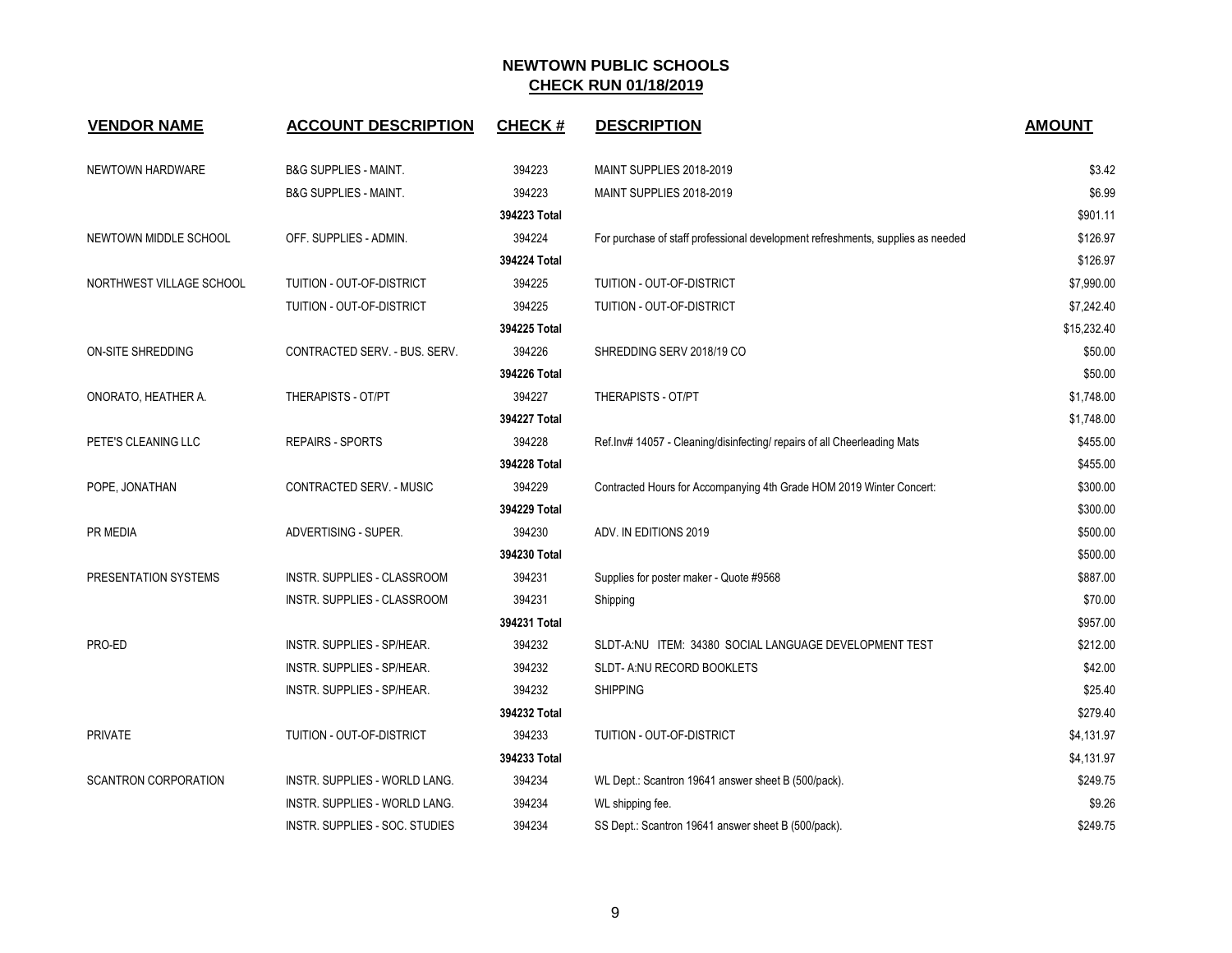# NEWTOWN PUBLIC SCHOOLS

## CHECK RUN 01/18/2019

| VENDOR NAME | ACCOUNT DESCRIPTION | CHECK # | DESCRIPTION | AMOUNT |
|---|---|---|---|---|
| NEWTOWN HARDWARE | B&G SUPPLIES - MAINT. | 394223 | MAINT SUPPLIES 2018-2019 | $3.42 |
| | B&G SUPPLIES - MAINT. | 394223 | MAINT SUPPLIES 2018-2019 | $6.99 |
| | | **394223 Total** | | $901.11 |
| NEWTOWN MIDDLE SCHOOL | OFF. SUPPLIES - ADMIN. | 394224 | For purchase of staff professional development refreshments, supplies as needed | $126.97 |
| | | **394224 Total** | | $126.97 |
| NORTHWEST VILLAGE SCHOOL | TUITION - OUT-OF-DISTRICT | 394225 | TUITION - OUT-OF-DISTRICT | $7,990.00 |
| | TUITION - OUT-OF-DISTRICT | 394225 | TUITION - OUT-OF-DISTRICT | $7,242.40 |
| | | **394225 Total** | | $15,232.40 |
| ON-SITE SHREDDING | CONTRACTED SERV. - BUS. SERV. | 394226 | SHREDDING SERV 2018/19 CO | $50.00 |
| | | **394226 Total** | | $50.00 |
| ONORATO, HEATHER A. | THERAPISTS - OT/PT | 394227 | THERAPISTS - OT/PT | $1,748.00 |
| | | **394227 Total** | | $1,748.00 |
| PETE'S CLEANING LLC | REPAIRS - SPORTS | 394228 | Ref.Inv# 14057 - Cleaning/disinfecting/ repairs of all Cheerleading Mats | $455.00 |
| | | **394228 Total** | | $455.00 |
| POPE, JONATHAN | CONTRACTED SERV. - MUSIC | 394229 | Contracted Hours for Accompanying 4th Grade HOM 2019 Winter Concert: | $300.00 |
| | | **394229 Total** | | $300.00 |
| PR MEDIA | ADVERTISING - SUPER. | 394230 | ADV. IN EDITIONS 2019 | $500.00 |
| | | **394230 Total** | | $500.00 |
| PRESENTATION SYSTEMS | INSTR. SUPPLIES - CLASSROOM | 394231 | Supplies for poster maker - Quote #9568 | $887.00 |
| | INSTR. SUPPLIES - CLASSROOM | 394231 | Shipping | $70.00 |
| | | **394231 Total** | | $957.00 |
| PRO-ED | INSTR. SUPPLIES - SP/HEAR. | 394232 | SLDT-A:NU ITEM: 34380 SOCIAL LANGUAGE DEVELOPMENT TEST | $212.00 |
| | INSTR. SUPPLIES - SP/HEAR. | 394232 | SLDT- A:NU RECORD BOOKLETS | $42.00 |
| | INSTR. SUPPLIES - SP/HEAR. | 394232 | SHIPPING | $25.40 |
| | | **394232 Total** | | $279.40 |
| PRIVATE | TUITION - OUT-OF-DISTRICT | 394233 | TUITION - OUT-OF-DISTRICT | $4,131.97 |
| | | **394233 Total** | | $4,131.97 |
| SCANTRON CORPORATION | INSTR. SUPPLIES - WORLD LANG. | 394234 | WL Dept.: Scantron 19641 answer sheet B (500/pack). | $249.75 |
| | INSTR. SUPPLIES - WORLD LANG. | 394234 | WL shipping fee. | $9.26 |
| | INSTR. SUPPLIES - SOC. STUDIES | 394234 | SS Dept.: Scantron 19641 answer sheet B (500/pack). | $249.75 |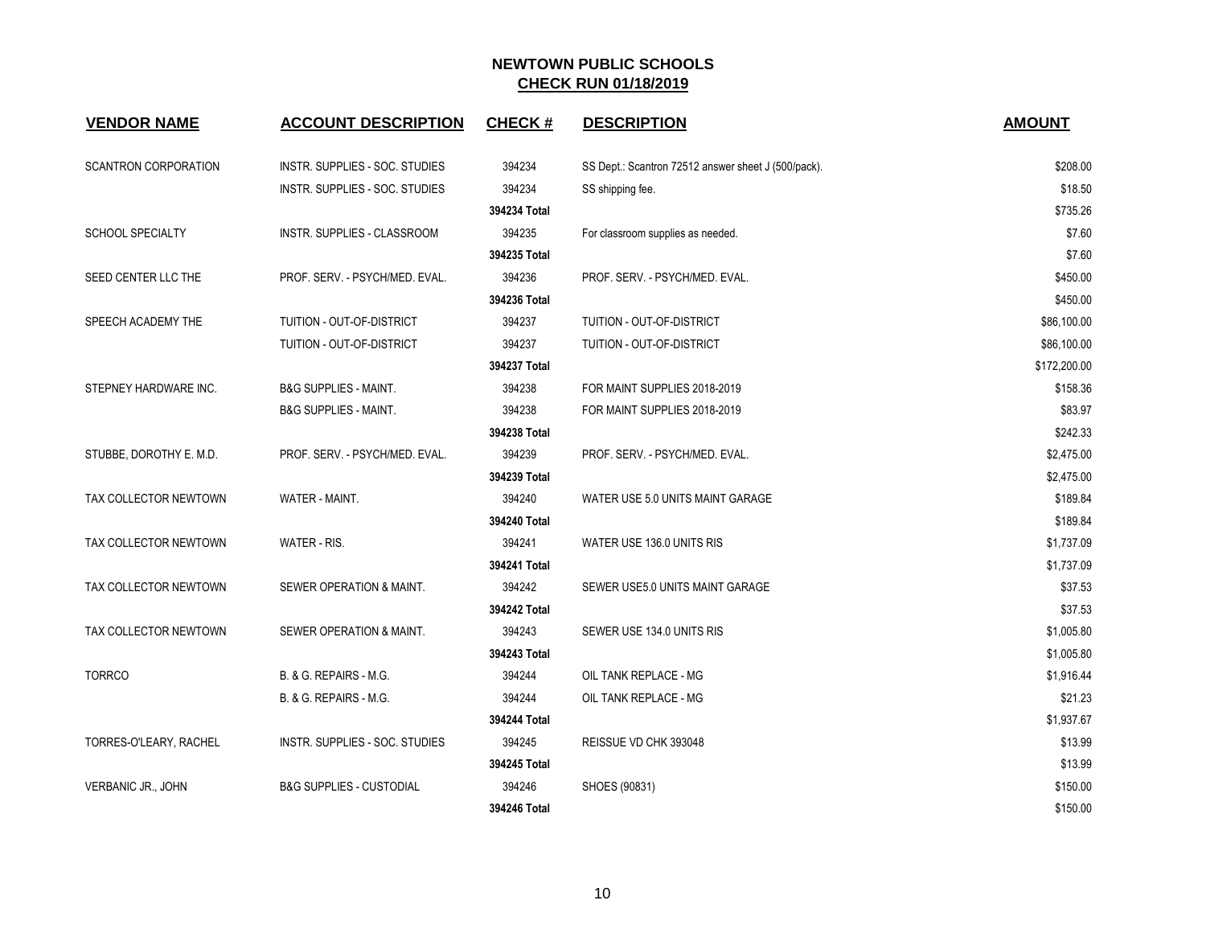# NEWTOWN PUBLIC SCHOOLS
## CHECK RUN 01/18/2019

| VENDOR NAME | ACCOUNT DESCRIPTION | CHECK # | DESCRIPTION | AMOUNT |
|---|---|---|---|---|
| SCANTRON CORPORATION | INSTR. SUPPLIES - SOC. STUDIES | 394234 | SS Dept.: Scantron 72512 answer sheet J (500/pack). | $208.00 |
| | INSTR. SUPPLIES - SOC. STUDIES | 394234 | SS shipping fee. | $18.50 |
| | | **394234 Total** | | $735.26 |
| SCHOOL SPECIALTY | INSTR. SUPPLIES - CLASSROOM | 394235 | For classroom supplies as needed. | $7.60 |
| | | **394235 Total** | | $7.60 |
| SEED CENTER LLC THE | PROF. SERV. - PSYCH/MED. EVAL. | 394236 | PROF. SERV. - PSYCH/MED. EVAL. | $450.00 |
| | | **394236 Total** | | $450.00 |
| SPEECH ACADEMY THE | TUITION - OUT-OF-DISTRICT | 394237 | TUITION - OUT-OF-DISTRICT | $86,100.00 |
| | TUITION - OUT-OF-DISTRICT | 394237 | TUITION - OUT-OF-DISTRICT | $86,100.00 |
| | | **394237 Total** | | $172,200.00 |
| STEPNEY HARDWARE INC. | B&G SUPPLIES - MAINT. | 394238 | FOR MAINT SUPPLIES 2018-2019 | $158.36 |
| | B&G SUPPLIES - MAINT. | 394238 | FOR MAINT SUPPLIES 2018-2019 | $83.97 |
| | | **394238 Total** | | $242.33 |
| STUBBE, DOROTHY E. M.D. | PROF. SERV. - PSYCH/MED. EVAL. | 394239 | PROF. SERV. - PSYCH/MED. EVAL. | $2,475.00 |
| | | **394239 Total** | | $2,475.00 |
| TAX COLLECTOR NEWTOWN | WATER - MAINT. | 394240 | WATER USE 5.0 UNITS MAINT GARAGE | $189.84 |
| | | **394240 Total** | | $189.84 |
| TAX COLLECTOR NEWTOWN | WATER - RIS. | 394241 | WATER USE 136.0 UNITS RIS | $1,737.09 |
| | | **394241 Total** | | $1,737.09 |
| TAX COLLECTOR NEWTOWN | SEWER OPERATION & MAINT. | 394242 | SEWER USE5.0 UNITS MAINT GARAGE | $37.53 |
| | | **394242 Total** | | $37.53 |
| TAX COLLECTOR NEWTOWN | SEWER OPERATION & MAINT. | 394243 | SEWER USE 134.0 UNITS RIS | $1,005.80 |
| | | **394243 Total** | | $1,005.80 |
| TORRCO | B. & G. REPAIRS - M.G. | 394244 | OIL TANK REPLACE - MG | $1,916.44 |
| | B. & G. REPAIRS - M.G. | 394244 | OIL TANK REPLACE - MG | $21.23 |
| | | **394244 Total** | | $1,937.67 |
| TORRES-O'LEARY, RACHEL | INSTR. SUPPLIES - SOC. STUDIES | 394245 | REISSUE VD CHK 393048 | $13.99 |
| | | **394245 Total** | | $13.99 |
| VERBANIC JR., JOHN | B&G SUPPLIES - CUSTODIAL | 394246 | SHOES (90831) | $150.00 |
| | | **394246 Total** | | $150.00 |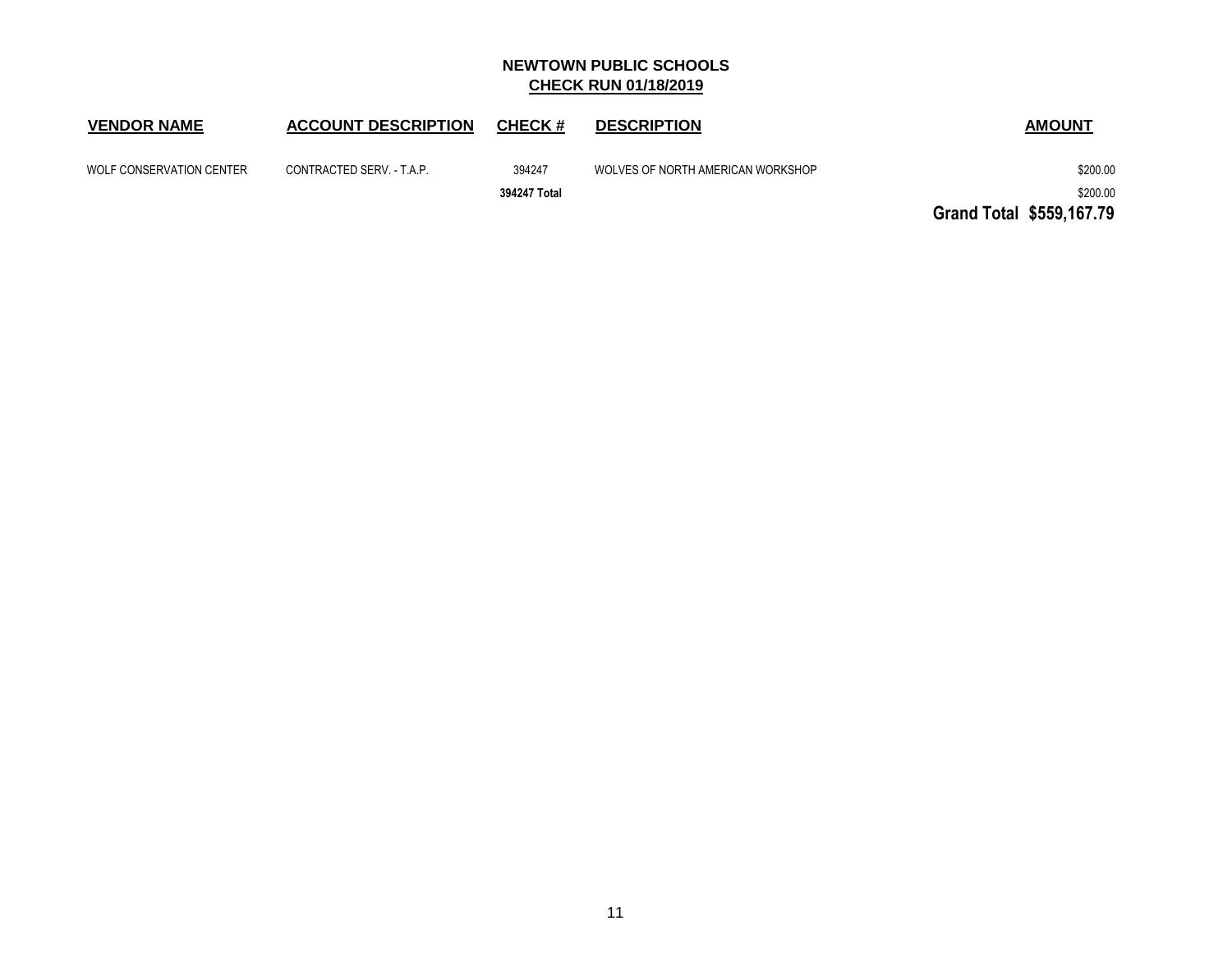**NEWTOWN PUBLIC SCHOOLS**
**CHECK RUN 01/18/2019**

| VENDOR NAME | ACCOUNT DESCRIPTION | CHECK # | DESCRIPTION | AMOUNT |
|---|---|---|---|---|
| WOLF CONSERVATION CENTER | CONTRACTED SERV. - T.A.P. | 394247 | WOLVES OF NORTH AMERICAN WORKSHOP | $200.00 |
| | | **394247 Total** | | $200.00 |
| | | | **Grand Total** | **$559,167.79** |